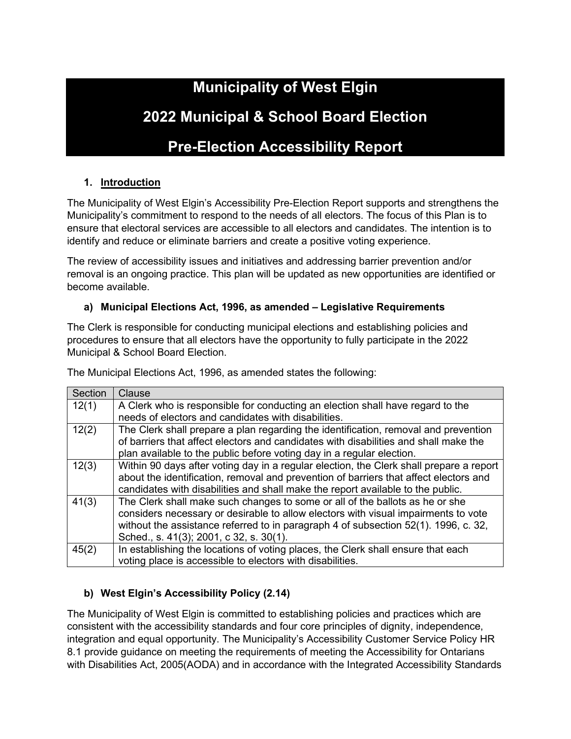# Municipality of West Elgin

# 2022 Municipal & School Board Election

# Pre-Election Accessibility Report

## 1. Introduction

The Municipality of West Elgin's Accessibility Pre-Election Report supports and strengthens the Municipality's commitment to respond to the needs of all electors. The focus of this Plan is to ensure that electoral services are accessible to all electors and candidates. The intention is to identify and reduce or eliminate barriers and create a positive voting experience.

The review of accessibility issues and initiatives and addressing barrier prevention and/or removal is an ongoing practice. This plan will be updated as new opportunities are identified or become available.

### a) Municipal Elections Act, 1996, as amended – Legislative Requirements

The Clerk is responsible for conducting municipal elections and establishing policies and procedures to ensure that all electors have the opportunity to fully participate in the 2022 Municipal & School Board Election.

The Municipal Elections Act, 1996, as amended states the following:

| Section | Clause |
|---|---|
| 12(1) | A Clerk who is responsible for conducting an election shall have regard to the needs of electors and candidates with disabilities. |
| 12(2) | The Clerk shall prepare a plan regarding the identification, removal and prevention of barriers that affect electors and candidates with disabilities and shall make the plan available to the public before voting day in a regular election. |
| 12(3) | Within 90 days after voting day in a regular election, the Clerk shall prepare a report about the identification, removal and prevention of barriers that affect electors and candidates with disabilities and shall make the report available to the public. |
| 41(3) | The Clerk shall make such changes to some or all of the ballots as he or she considers necessary or desirable to allow electors with visual impairments to vote without the assistance referred to in paragraph 4 of subsection 52(1). 1996, c. 32, Sched., s. 41(3); 2001, c 32, s. 30(1). |
| 45(2) | In establishing the locations of voting places, the Clerk shall ensure that each voting place is accessible to electors with disabilities. |

### b) West Elgin's Accessibility Policy (2.14)

The Municipality of West Elgin is committed to establishing policies and practices which are consistent with the accessibility standards and four core principles of dignity, independence, integration and equal opportunity. The Municipality's Accessibility Customer Service Policy HR 8.1 provide guidance on meeting the requirements of meeting the Accessibility for Ontarians with Disabilities Act, 2005(AODA) and in accordance with the Integrated Accessibility Standards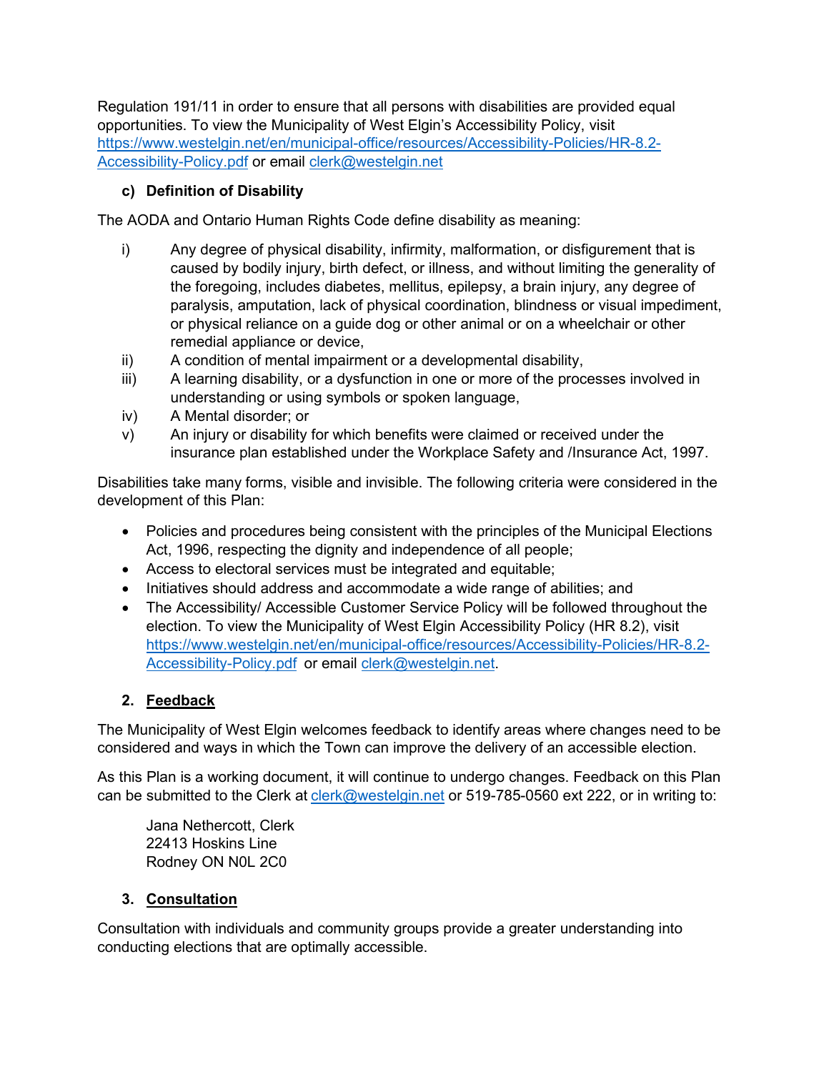Regulation 191/11 in order to ensure that all persons with disabilities are provided equal opportunities. To view the Municipality of West Elgin's Accessibility Policy, visit [https://www.westelgin.net/en/municipal-office/resources/Accessibility-Policies/HR-8.2-Accessibility-Policy.pdf](https://www.westelgin.net/en/municipal-office/resources/Accessibility-Policies/HR-8.2-Accessibility-Policy.pdf) or email [clerk@westelgin.net](mailto:clerk@westelgin.net)

### c) Definition of Disability

The AODA and Ontario Human Rights Code define disability as meaning:

i) Any degree of physical disability, infirmity, malformation, or disfigurement that is caused by bodily injury, birth defect, or illness, and without limiting the generality of the foregoing, includes diabetes, mellitus, epilepsy, a brain injury, any degree of paralysis, amputation, lack of physical coordination, blindness or visual impediment, or physical reliance on a guide dog or other animal or on a wheelchair or other remedial appliance or device,

ii) A condition of mental impairment or a developmental disability,

iii) A learning disability, or a dysfunction in one or more of the processes involved in understanding or using symbols or spoken language,

iv) A Mental disorder; or

v) An injury or disability for which benefits were claimed or received under the insurance plan established under the Workplace Safety and /Insurance Act, 1997.

Disabilities take many forms, visible and invisible. The following criteria were considered in the development of this Plan:

- Policies and procedures being consistent with the principles of the Municipal Elections Act, 1996, respecting the dignity and independence of all people;
- Access to electoral services must be integrated and equitable;
- Initiatives should address and accommodate a wide range of abilities; and
- The Accessibility/ Accessible Customer Service Policy will be followed throughout the election. To view the Municipality of West Elgin Accessibility Policy (HR 8.2), visit [https://www.westelgin.net/en/municipal-office/resources/Accessibility-Policies/HR-8.2-Accessibility-Policy.pdf](https://www.westelgin.net/en/municipal-office/resources/Accessibility-Policies/HR-8.2-Accessibility-Policy.pdf) or email [clerk@westelgin.net](mailto:clerk@westelgin.net).

## 2. Feedback

The Municipality of West Elgin welcomes feedback to identify areas where changes need to be considered and ways in which the Town can improve the delivery of an accessible election.

As this Plan is a working document, it will continue to undergo changes. Feedback on this Plan can be submitted to the Clerk at [clerk@westelgin.net](mailto:clerk@westelgin.net) or 519-785-0560 ext 222, or in writing to:

Jana Nethercott, Clerk
22413 Hoskins Line
Rodney ON N0L 2C0

## 3. Consultation

Consultation with individuals and community groups provide a greater understanding into conducting elections that are optimally accessible.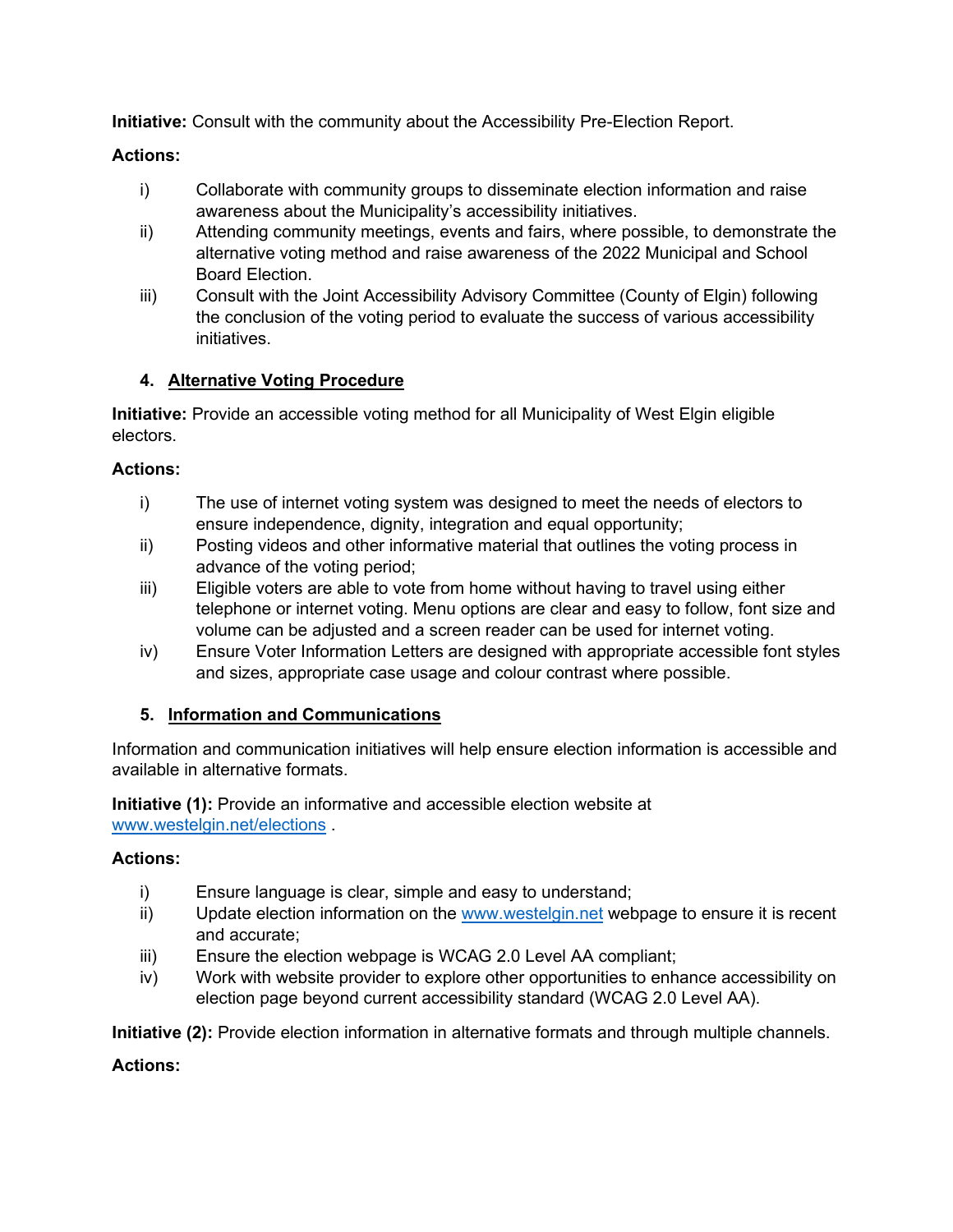**Initiative:** Consult with the community about the Accessibility Pre-Election Report.

**Actions:**

i) Collaborate with community groups to disseminate election information and raise awareness about the Municipality's accessibility initiatives.

ii) Attending community meetings, events and fairs, where possible, to demonstrate the alternative voting method and raise awareness of the 2022 Municipal and School Board Election.

iii) Consult with the Joint Accessibility Advisory Committee (County of Elgin) following the conclusion of the voting period to evaluate the success of various accessibility initiatives.

## 4. Alternative Voting Procedure

**Initiative:** Provide an accessible voting method for all Municipality of West Elgin eligible electors.

**Actions:**

i) The use of internet voting system was designed to meet the needs of electors to ensure independence, dignity, integration and equal opportunity;

ii) Posting videos and other informative material that outlines the voting process in advance of the voting period;

iii) Eligible voters are able to vote from home without having to travel using either telephone or internet voting. Menu options are clear and easy to follow, font size and volume can be adjusted and a screen reader can be used for internet voting.

iv) Ensure Voter Information Letters are designed with appropriate accessible font styles and sizes, appropriate case usage and colour contrast where possible.

## 5. Information and Communications

Information and communication initiatives will help ensure election information is accessible and available in alternative formats.

**Initiative (1):** Provide an informative and accessible election website at [www.westelgin.net/elections](www.westelgin.net/elections) .

**Actions:**

i) Ensure language is clear, simple and easy to understand;

ii) Update election information on the [www.westelgin.net](www.westelgin.net) webpage to ensure it is recent and accurate;

iii) Ensure the election webpage is WCAG 2.0 Level AA compliant;

iv) Work with website provider to explore other opportunities to enhance accessibility on election page beyond current accessibility standard (WCAG 2.0 Level AA).

**Initiative (2):** Provide election information in alternative formats and through multiple channels.

**Actions:**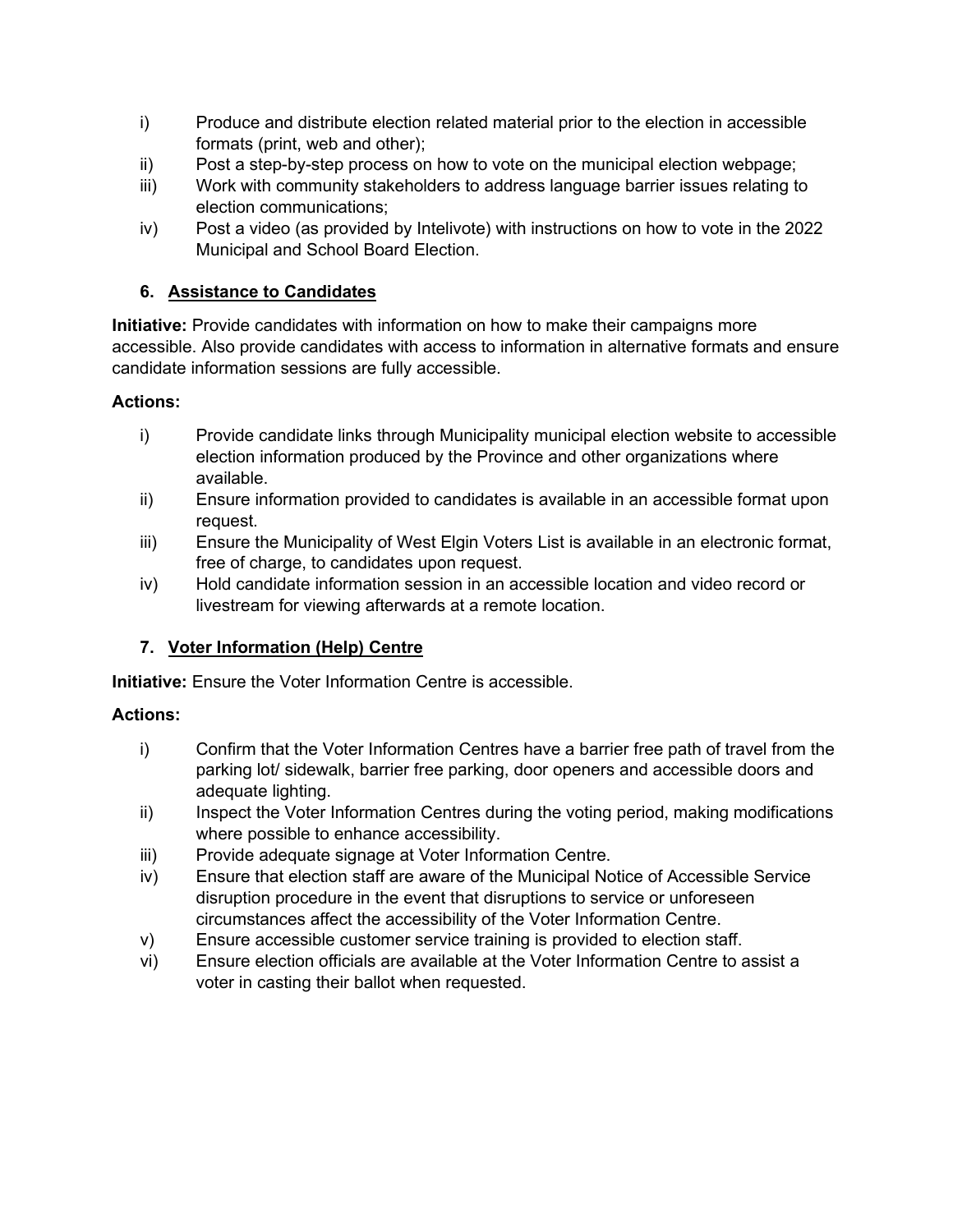i) Produce and distribute election related material prior to the election in accessible formats (print, web and other);
ii) Post a step-by-step process on how to vote on the municipal election webpage;
iii) Work with community stakeholders to address language barrier issues relating to election communications;
iv) Post a video (as provided by Intelivote) with instructions on how to vote in the 2022 Municipal and School Board Election.

### 6. Assistance to Candidates

**Initiative:** Provide candidates with information on how to make their campaigns more accessible. Also provide candidates with access to information in alternative formats and ensure candidate information sessions are fully accessible.

**Actions:**

i) Provide candidate links through Municipality municipal election website to accessible election information produced by the Province and other organizations where available.
ii) Ensure information provided to candidates is available in an accessible format upon request.
iii) Ensure the Municipality of West Elgin Voters List is available in an electronic format, free of charge, to candidates upon request.
iv) Hold candidate information session in an accessible location and video record or livestream for viewing afterwards at a remote location.

### 7. Voter Information (Help) Centre

**Initiative:** Ensure the Voter Information Centre is accessible.

**Actions:**

i) Confirm that the Voter Information Centres have a barrier free path of travel from the parking lot/ sidewalk, barrier free parking, door openers and accessible doors and adequate lighting.
ii) Inspect the Voter Information Centres during the voting period, making modifications where possible to enhance accessibility.
iii) Provide adequate signage at Voter Information Centre.
iv) Ensure that election staff are aware of the Municipal Notice of Accessible Service disruption procedure in the event that disruptions to service or unforeseen circumstances affect the accessibility of the Voter Information Centre.
v) Ensure accessible customer service training is provided to election staff.
vi) Ensure election officials are available at the Voter Information Centre to assist a voter in casting their ballot when requested.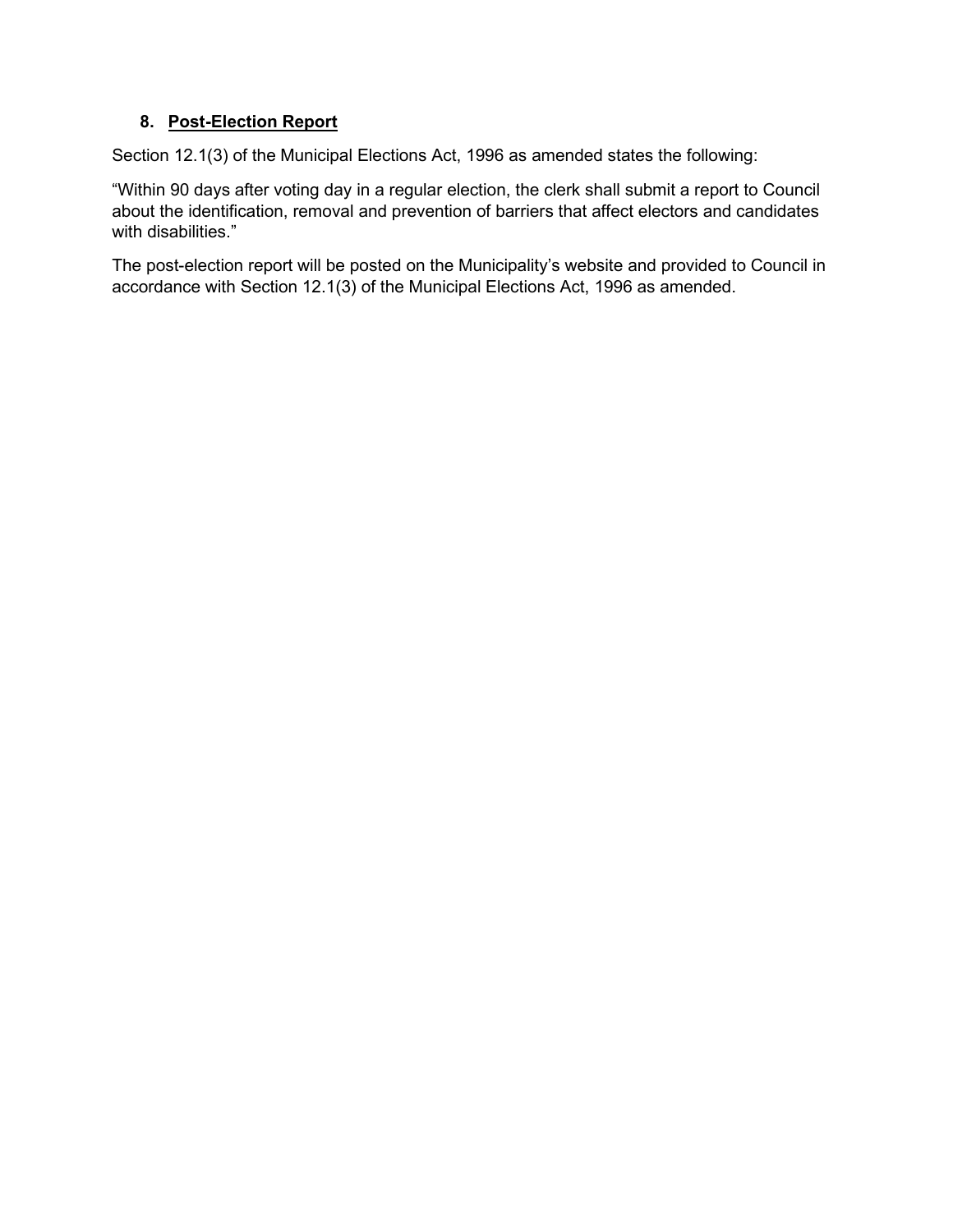## 8. Post-Election Report

Section 12.1(3) of the Municipal Elections Act, 1996 as amended states the following:

"Within 90 days after voting day in a regular election, the clerk shall submit a report to Council about the identification, removal and prevention of barriers that affect electors and candidates with disabilities."

The post-election report will be posted on the Municipality's website and provided to Council in accordance with Section 12.1(3) of the Municipal Elections Act, 1996 as amended.